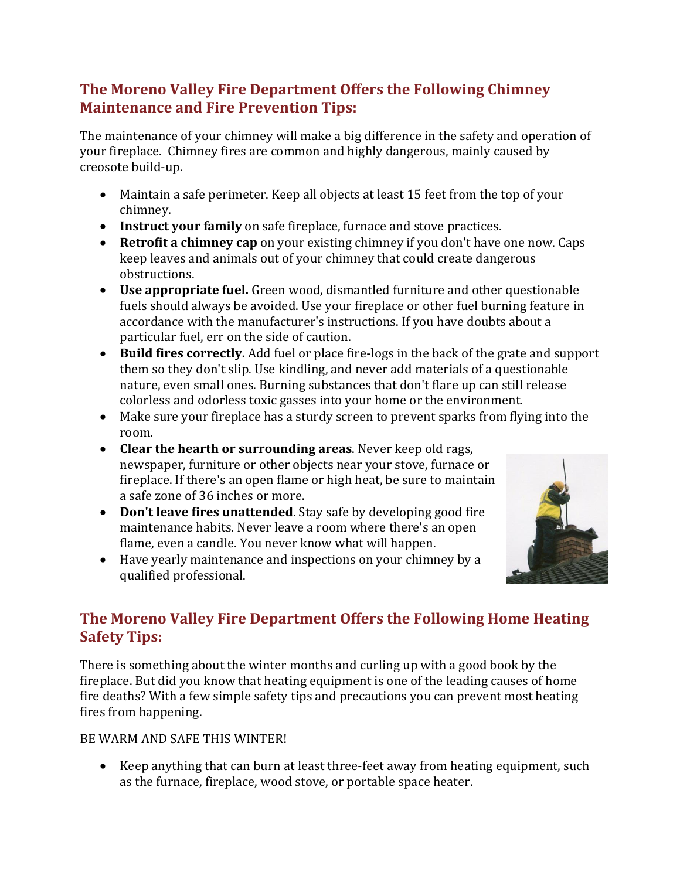## The Moreno Valley Fire Department Offers the Following Chimney Maintenance and Fire Prevention Tips:

The maintenance of your chimney will make a big difference in the safety and operation of your fireplace. Chimney fires are common and highly dangerous, mainly caused by creosote build-up.

- Maintain a safe perimeter. Keep all objects at least 15 feet from the top of your chimney.
- **Instruct your family** on safe fireplace, furnace and stove practices.
- **Retrofit a chimney cap** on your existing chimney if you don't have one now. Caps keep leaves and animals out of your chimney that could create dangerous obstructions.
- **Use appropriate fuel.** Green wood, dismantled furniture and other questionable fuels should always be avoided. Use your fireplace or other fuel burning feature in accordance with the manufacturer's instructions. If you have doubts about a particular fuel, err on the side of caution.
- **Build fires correctly.** Add fuel or place fire-logs in the back of the grate and support them so they don't slip. Use kindling, and never add materials of a questionable nature, even small ones. Burning substances that don't flare up can still release colorless and odorless toxic gasses into your home or the environment.
- Make sure your fireplace has a sturdy screen to prevent sparks from flying into the room.
- **Clear the hearth or surrounding areas**. Never keep old rags, newspaper, furniture or other objects near your stove, furnace or fireplace. If there's an open flame or high heat, be sure to maintain a safe zone of 36 inches or more.
- **Don't leave fires unattended**. Stay safe by developing good fire maintenance habits. Never leave a room where there's an open flame, even a candle. You never know what will happen.
- Have yearly maintenance and inspections on your chimney by a qualified professional.

## The Moreno Valley Fire Department Offers the Following Home Heating Safety Tips:

There is something about the winter months and curling up with a good book by the fireplace. But did you know that heating equipment is one of the leading causes of home fire deaths? With a few simple safety tips and precautions you can prevent most heating fires from happening.

BE WARM AND SAFE THIS WINTER!

- Keep anything that can burn at least three-feet away from heating equipment, such as the furnace, fireplace, wood stove, or portable space heater.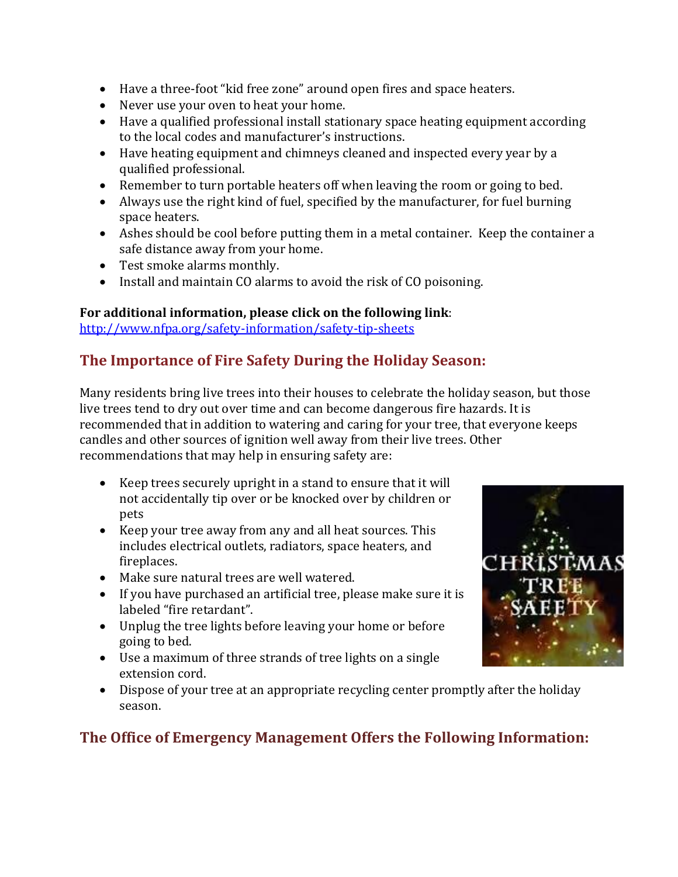- Have a three-foot "kid free zone" around open fires and space heaters.
- Never use your oven to heat your home.
- Have a qualified professional install stationary space heating equipment according to the local codes and manufacturer's instructions.
- Have heating equipment and chimneys cleaned and inspected every year by a qualified professional.
- Remember to turn portable heaters off when leaving the room or going to bed.
- Always use the right kind of fuel, specified by the manufacturer, for fuel burning space heaters.
- Ashes should be cool before putting them in a metal container. Keep the container a safe distance away from your home.
- Test smoke alarms monthly.
- Install and maintain CO alarms to avoid the risk of CO poisoning.

**For additional information, please click on the following link**:
http://www.nfpa.org/safety-information/safety-tip-sheets

## The Importance of Fire Safety During the Holiday Season:

Many residents bring live trees into their houses to celebrate the holiday season, but those live trees tend to dry out over time and can become dangerous fire hazards. It is recommended that in addition to watering and caring for your tree, that everyone keeps candles and other sources of ignition well away from their live trees. Other recommendations that may help in ensuring safety are:

- Keep trees securely upright in a stand to ensure that it will not accidentally tip over or be knocked over by children or pets
- Keep your tree away from any and all heat sources. This includes electrical outlets, radiators, space heaters, and fireplaces.
- Make sure natural trees are well watered.
- If you have purchased an artificial tree, please make sure it is labeled "fire retardant".
- Unplug the tree lights before leaving your home or before going to bed.
- Use a maximum of three strands of tree lights on a single extension cord.
- Dispose of your tree at an appropriate recycling center promptly after the holiday season.

## The Office of Emergency Management Offers the Following Information: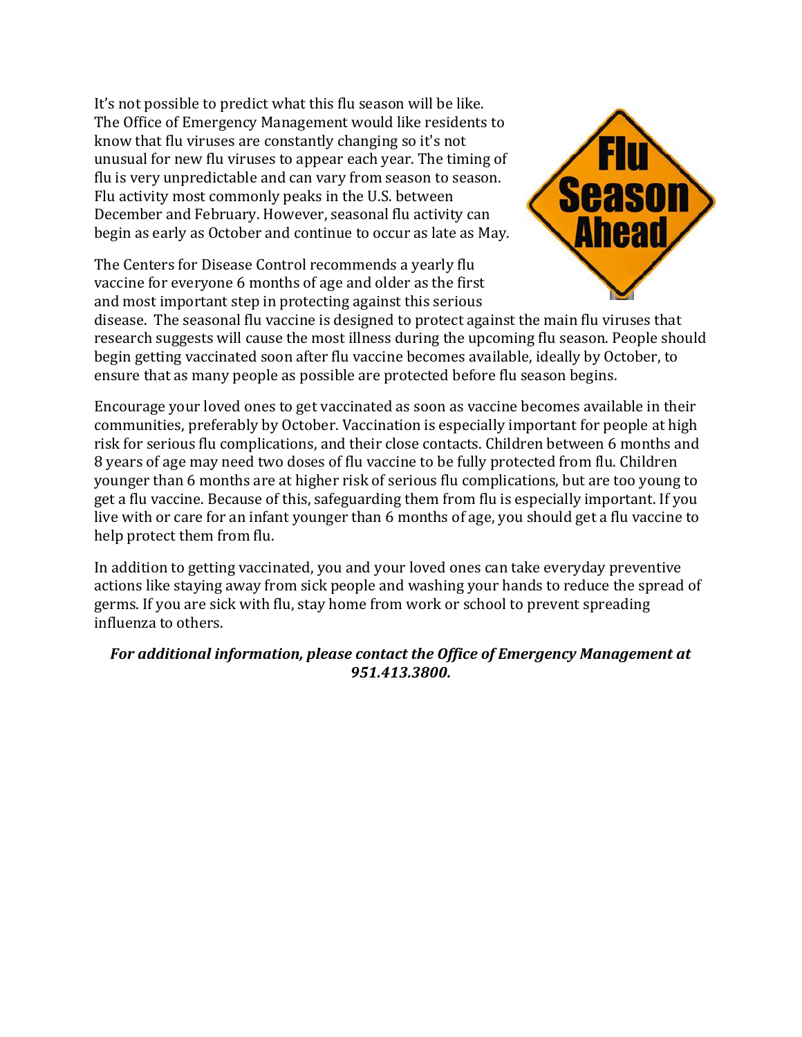It's not possible to predict what this flu season will be like. The Office of Emergency Management would like residents to know that flu viruses are constantly changing so it's not unusual for new flu viruses to appear each year. The timing of flu is very unpredictable and can vary from season to season. Flu activity most commonly peaks in the U.S. between December and February. However, seasonal flu activity can begin as early as October and continue to occur as late as May.

The Centers for Disease Control recommends a yearly flu vaccine for everyone 6 months of age and older as the first and most important step in protecting against this serious disease. The seasonal flu vaccine is designed to protect against the main flu viruses that research suggests will cause the most illness during the upcoming flu season. People should begin getting vaccinated soon after flu vaccine becomes available, ideally by October, to ensure that as many people as possible are protected before flu season begins.

Encourage your loved ones to get vaccinated as soon as vaccine becomes available in their communities, preferably by October. Vaccination is especially important for people at high risk for serious flu complications, and their close contacts. Children between 6 months and 8 years of age may need two doses of flu vaccine to be fully protected from flu. Children younger than 6 months are at higher risk of serious flu complications, but are too young to get a flu vaccine. Because of this, safeguarding them from flu is especially important. If you live with or care for an infant younger than 6 months of age, you should get a flu vaccine to help protect them from flu.

In addition to getting vaccinated, you and your loved ones can take everyday preventive actions like staying away from sick people and washing your hands to reduce the spread of germs. If you are sick with flu, stay home from work or school to prevent spreading influenza to others.

***For additional information, please contact the Office of Emergency Management at 951.413.3800.***